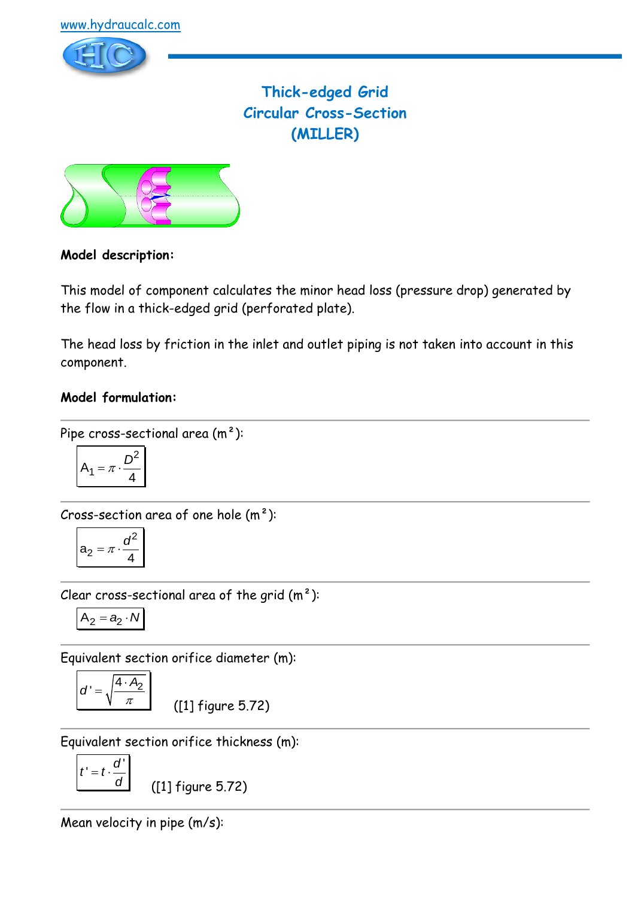www.hydraucalc.com

# Thick-edged Grid
# Circular Cross-Section
# (MILLER)

**Model description:**

This model of component calculates the minor head loss (pressure drop) generated by the flow in a thick-edged grid (perforated plate).

The head loss by friction in the inlet and outlet piping is not taken into account in this component.

**Model formulation:**

---

Pipe cross-sectional area (m²):

$$A_1 = \pi \cdot \frac{D^2}{4}$$

---

Cross-section area of one hole (m²):

$$a_2 = \pi \cdot \frac{d^2}{4}$$

---

Clear cross-sectional area of the grid (m²):

$$A_2 = a_2 \cdot N$$

---

Equivalent section orifice diameter (m):

$$d' = \sqrt{\frac{4 \cdot A_2}{\pi}}$$

([1] figure 5.72)

---

Equivalent section orifice thickness (m):

$$t' = t \cdot \frac{d'}{d}$$

([1] figure 5.72)

---

Mean velocity in pipe (m/s):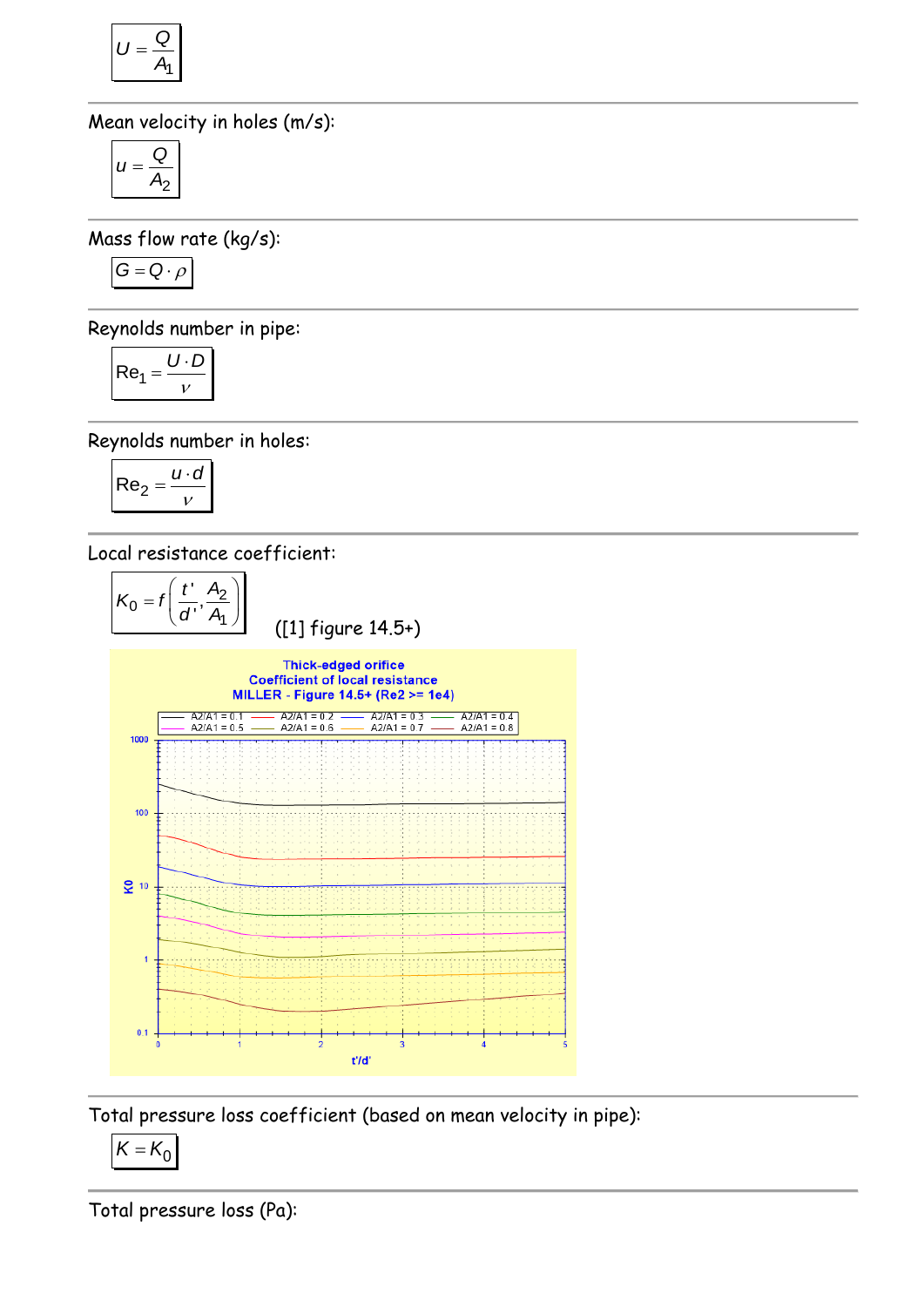$$U = \frac{Q}{A_1}$$

Mean velocity in holes (m/s):

$$u = \frac{Q}{A_2}$$

Mass flow rate (kg/s):

$$G = Q \cdot \rho$$

Reynolds number in pipe:

$$\mathrm{Re}_1 = \frac{U \cdot D}{\nu}$$

Reynolds number in holes:

$$\mathrm{Re}_2 = \frac{u \cdot d}{\nu}$$

Local resistance coefficient:

$$K_0 = f\left(\frac{t'}{d'}, \frac{A_2}{A_1}\right)$$

([1] figure 14.5+)

Thick-edged orifice
Coefficient of local resistance
MILLER - Figure 14.5+ (Re2 >= 1e4)

Total pressure loss coefficient (based on mean velocity in pipe):

$$K = K_0$$

Total pressure loss (Pa):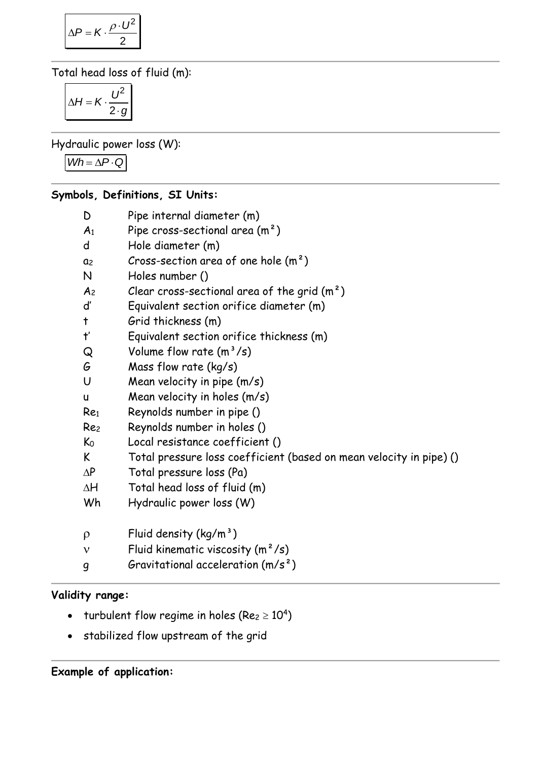$$\Delta P = K \cdot \frac{\rho \cdot U^2}{2}$$

Total head loss of fluid (m):

$$\Delta H = K \cdot \frac{U^2}{2 \cdot g}$$

Hydraulic power loss (W):

$$Wh = \Delta P \cdot Q$$

**Symbols, Definitions, SI Units:**

| | |
|---|---|
| D | Pipe internal diameter (m) |
| $A_1$ | Pipe cross-sectional area (m²) |
| d | Hole diameter (m) |
| $a_2$ | Cross-section area of one hole (m²) |
| N | Holes number () |
| $A_2$ | Clear cross-sectional area of the grid (m²) |
| d' | Equivalent section orifice diameter (m) |
| t | Grid thickness (m) |
| t' | Equivalent section orifice thickness (m) |
| Q | Volume flow rate (m³/s) |
| G | Mass flow rate (kg/s) |
| U | Mean velocity in pipe (m/s) |
| u | Mean velocity in holes (m/s) |
| $Re_1$ | Reynolds number in pipe () |
| $Re_2$ | Reynolds number in holes () |
| $K_0$ | Local resistance coefficient () |
| K | Total pressure loss coefficient (based on mean velocity in pipe) () |
| $\Delta P$ | Total pressure loss (Pa) |
| $\Delta H$ | Total head loss of fluid (m) |
| Wh | Hydraulic power loss (W) |
| $\rho$ | Fluid density (kg/m³) |
| $\nu$ | Fluid kinematic viscosity (m²/s) |
| g | Gravitational acceleration (m/s²) |

**Validity range:**

- turbulent flow regime in holes ($Re_2 \geq 10^4$)
- stabilized flow upstream of the grid

**Example of application:**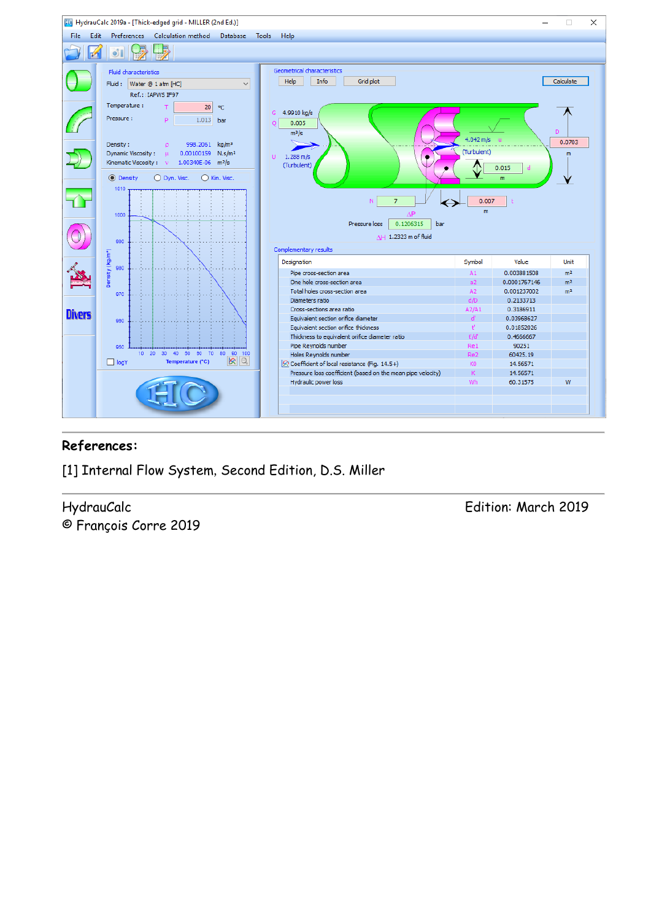HydrauCalc 2019a - [Thick-edged grid - MILLER (2nd Ed.)]

File Edit Preferences Calculation method Database Tools Help

Fluid characteristics

Fluid : Water @ 1 atm [HC]

Ref.: IAPWS IF97

Temperature : T 20 °C

Pressure : P 1.013 bar

Density : ρ 998.2061 kg/m³

Dynamic Viscosity : μ 0.00100159 N.s/m²

Kinematic Viscosity : ν 1.00340E-06 m²/s

Density Dyn. Visc. Kin. Visc.

1010
1000
990
980
970
960
950

Density (kg/m³)

10 20 30 40 50 60 70 80 90 100

Temperature (°C)

logY

Divers

Geometrical characteristics

Help Info Grid plot Calculate

G 4.9910 kg/s

Q 0.005 m³/s

U 1.288 m/s (Turbulent)

4.042 m/s u (Turbulent)

D 0.0703 m

0.015 d m

N 7

0.007 t m

ΔP

Pressure loss 0.1206315 bar

ΔH 1.2323 m of fluid

Complementary results

| Designation | Symbol | Value | Unit |
|---|---|---|---|
| Pipe cross-section area | A1 | 0.003881508 | m² |
| One hole cross-section area | a2 | 0.0001767146 | m² |
| Total holes cross-section area | A2 | 0.001237002 | m² |
| Diameters ratio | d/D | 0.2133713 | |
| Cross-sections area ratio | A2/A1 | 0.3186911 | |
| Equivalent section orifice diameter | d' | 0.03968627 | |
| Equivalent section orifice thickness | t' | 0.01852026 | |
| Thickness to equivalent orifice diameter ratio | t'/d' | 0.4666667 | |
| Pipe Reynolds number | Re1 | 90251 | |
| Holes Reynolds number | Re2 | 60425.19 | |
| Coefficient of local resistance (Fig. 14.5+) | K0 | 14.56571 | |
| Pressure loss coefficient (based on the mean pipe velocity) | K | 14.56571 | |
| Hydraulic power loss | Wh | 60.31575 | W |

**References:**

[1] Internal Flow System, Second Edition, D.S. Miller

HydrauCalc
© François Corre 2019

Edition: March 2019